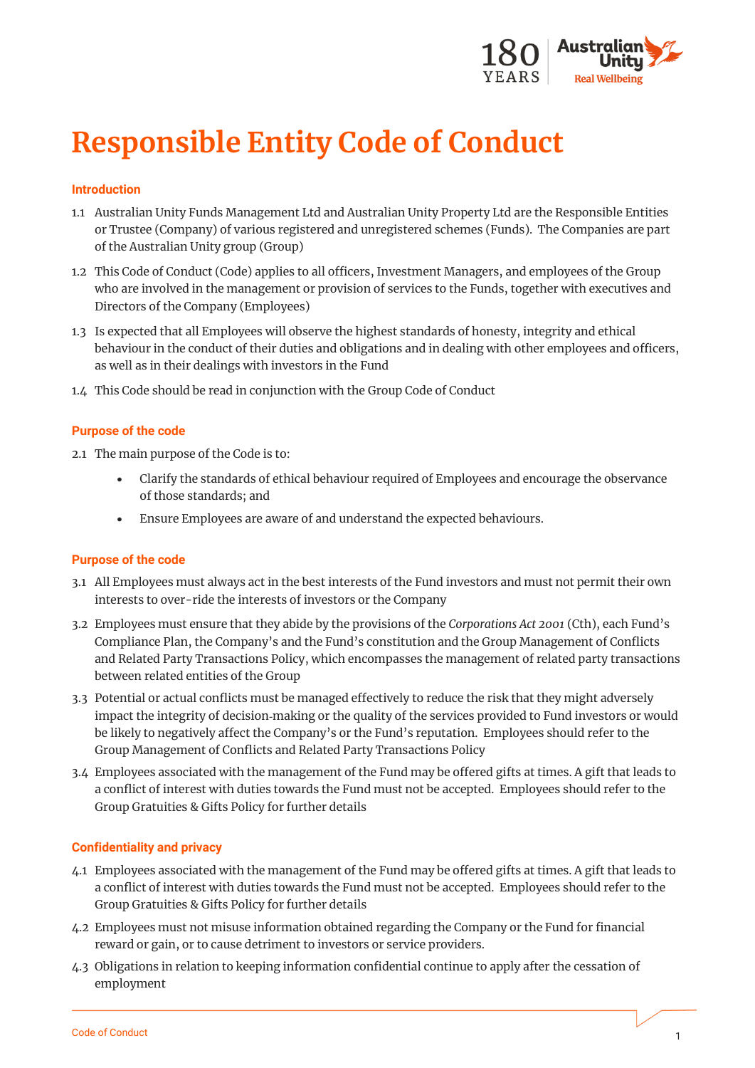# Responsible Entity Code of Conduct

## Introduction

1.1 Australian Unity Funds Management Ltd and Australian Unity Property Ltd are the Responsible Entities or Trustee (Company) of various registered and unregistered schemes (Funds). The Companies are part of the Australian Unity group (Group)

1.2 This Code of Conduct (Code) applies to all officers, Investment Managers, and employees of the Group who are involved in the management or provision of services to the Funds, together with executives and Directors of the Company (Employees)

1.3 Is expected that all Employees will observe the highest standards of honesty, integrity and ethical behaviour in the conduct of their duties and obligations and in dealing with other employees and officers, as well as in their dealings with investors in the Fund

1.4 This Code should be read in conjunction with the Group Code of Conduct

## Purpose of the code

2.1 The main purpose of the Code is to:

- Clarify the standards of ethical behaviour required of Employees and encourage the observance of those standards; and
- Ensure Employees are aware of and understand the expected behaviours.

## Purpose of the code

3.1 All Employees must always act in the best interests of the Fund investors and must not permit their own interests to over-ride the interests of investors or the Company

3.2 Employees must ensure that they abide by the provisions of the *Corporations Act 2001* (Cth), each Fund's Compliance Plan, the Company's and the Fund's constitution and the Group Management of Conflicts and Related Party Transactions Policy, which encompasses the management of related party transactions between related entities of the Group

3.3 Potential or actual conflicts must be managed effectively to reduce the risk that they might adversely impact the integrity of decision-making or the quality of the services provided to Fund investors or would be likely to negatively affect the Company's or the Fund's reputation. Employees should refer to the Group Management of Conflicts and Related Party Transactions Policy

3.4 Employees associated with the management of the Fund may be offered gifts at times. A gift that leads to a conflict of interest with duties towards the Fund must not be accepted. Employees should refer to the Group Gratuities & Gifts Policy for further details

## Confidentiality and privacy

4.1 Employees associated with the management of the Fund may be offered gifts at times. A gift that leads to a conflict of interest with duties towards the Fund must not be accepted. Employees should refer to the Group Gratuities & Gifts Policy for further details

4.2 Employees must not misuse information obtained regarding the Company or the Fund for financial reward or gain, or to cause detriment to investors or service providers.

4.3 Obligations in relation to keeping information confidential continue to apply after the cessation of employment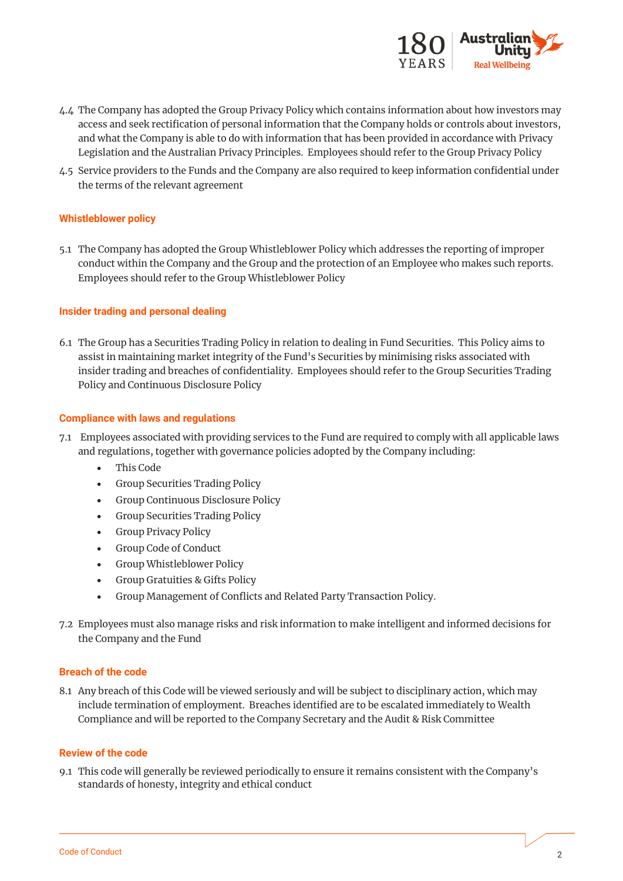4.4 The Company has adopted the Group Privacy Policy which contains information about how investors may access and seek rectification of personal information that the Company holds or controls about investors, and what the Company is able to do with information that has been provided in accordance with Privacy Legislation and the Australian Privacy Principles. Employees should refer to the Group Privacy Policy

4.5 Service providers to the Funds and the Company are also required to keep information confidential under the terms of the relevant agreement

## Whistleblower policy

5.1 The Company has adopted the Group Whistleblower Policy which addresses the reporting of improper conduct within the Company and the Group and the protection of an Employee who makes such reports. Employees should refer to the Group Whistleblower Policy

## Insider trading and personal dealing

6.1 The Group has a Securities Trading Policy in relation to dealing in Fund Securities. This Policy aims to assist in maintaining market integrity of the Fund's Securities by minimising risks associated with insider trading and breaches of confidentiality. Employees should refer to the Group Securities Trading Policy and Continuous Disclosure Policy

## Compliance with laws and regulations

7.1 Employees associated with providing services to the Fund are required to comply with all applicable laws and regulations, together with governance policies adopted by the Company including:

- This Code
- Group Securities Trading Policy
- Group Continuous Disclosure Policy
- Group Securities Trading Policy
- Group Privacy Policy
- Group Code of Conduct
- Group Whistleblower Policy
- Group Gratuities & Gifts Policy
- Group Management of Conflicts and Related Party Transaction Policy.

7.2 Employees must also manage risks and risk information to make intelligent and informed decisions for the Company and the Fund

## Breach of the code

8.1 Any breach of this Code will be viewed seriously and will be subject to disciplinary action, which may include termination of employment. Breaches identified are to be escalated immediately to Wealth Compliance and will be reported to the Company Secretary and the Audit & Risk Committee

## Review of the code

9.1 This code will generally be reviewed periodically to ensure it remains consistent with the Company's standards of honesty, integrity and ethical conduct